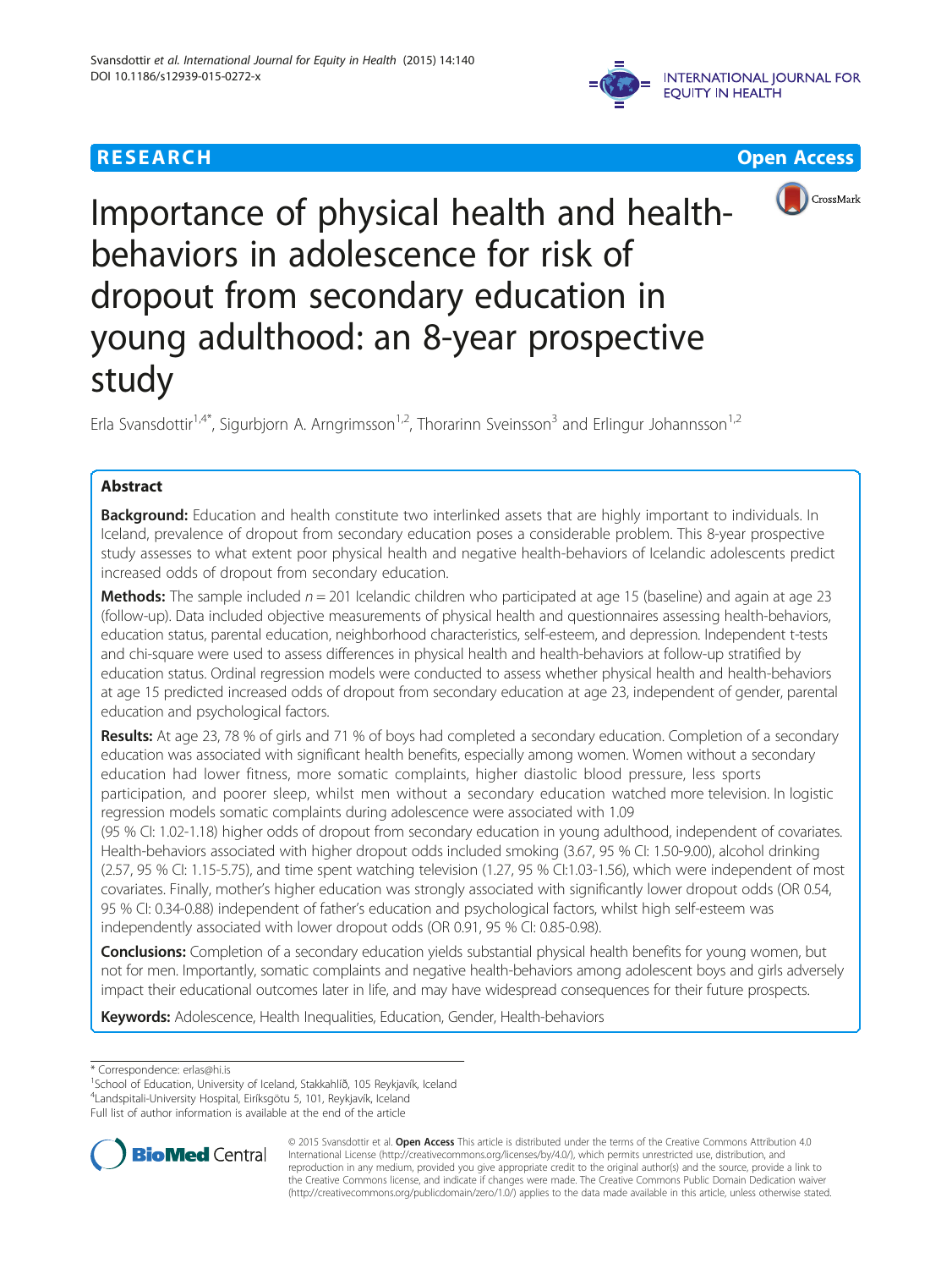**RESEARCH** **Open Access**

# Importance of physical health and health-behaviors in adolescence for risk of dropout from secondary education in young adulthood: an 8-year prospective study

Erla Svansdottir[1,4*], Sigurbjorn A. Arngrimsson[1,2], Thorarinn Sveinsson[3] and Erlingur Johannsson[1,2]

## Abstract

**Background:** Education and health constitute two interlinked assets that are highly important to individuals. In Iceland, prevalence of dropout from secondary education poses a considerable problem. This 8-year prospective study assesses to what extent poor physical health and negative health-behaviors of Icelandic adolescents predict increased odds of dropout from secondary education.

**Methods:** The sample included *n* = 201 Icelandic children who participated at age 15 (baseline) and again at age 23 (follow-up). Data included objective measurements of physical health and questionnaires assessing health-behaviors, education status, parental education, neighborhood characteristics, self-esteem, and depression. Independent t-tests and chi-square were used to assess differences in physical health and health-behaviors at follow-up stratified by education status. Ordinal regression models were conducted to assess whether physical health and health-behaviors at age 15 predicted increased odds of dropout from secondary education at age 23, independent of gender, parental education and psychological factors.

**Results:** At age 23, 78 % of girls and 71 % of boys had completed a secondary education. Completion of a secondary education was associated with significant health benefits, especially among women. Women without a secondary education had lower fitness, more somatic complaints, higher diastolic blood pressure, less sports participation, and poorer sleep, whilst men without a secondary education watched more television. In logistic regression models somatic complaints during adolescence were associated with 1.09 (95 % CI: 1.02-1.18) higher odds of dropout from secondary education in young adulthood, independent of covariates. Health-behaviors associated with higher dropout odds included smoking (3.67, 95 % CI: 1.50-9.00), alcohol drinking (2.57, 95 % CI: 1.15-5.75), and time spent watching television (1.27, 95 % CI:1.03-1.56), which were independent of most covariates. Finally, mother's higher education was strongly associated with significantly lower dropout odds (OR 0.54, 95 % CI: 0.34-0.88) independent of father's education and psychological factors, whilst high self-esteem was independently associated with lower dropout odds (OR 0.91, 95 % CI: 0.85-0.98).

**Conclusions:** Completion of a secondary education yields substantial physical health benefits for young women, but not for men. Importantly, somatic complaints and negative health-behaviors among adolescent boys and girls adversely impact their educational outcomes later in life, and may have widespread consequences for their future prospects.

**Keywords:** Adolescence, Health Inequalities, Education, Gender, Health-behaviors

---

\* Correspondence: erlas@hi.is
[1]School of Education, University of Iceland, Stakkahlíð, 105 Reykjavík, Iceland
[4]Landspitali-University Hospital, Eiríksgötu 5, 101, Reykjavík, Iceland
Full list of author information is available at the end of the article

© 2015 Svansdottir et al. **Open Access** This article is distributed under the terms of the Creative Commons Attribution 4.0 International License (http://creativecommons.org/licenses/by/4.0/), which permits unrestricted use, distribution, and reproduction in any medium, provided you give appropriate credit to the original author(s) and the source, provide a link to the Creative Commons license, and indicate if changes were made. The Creative Commons Public Domain Dedication waiver (http://creativecommons.org/publicdomain/zero/1.0/) applies to the data made available in this article, unless otherwise stated.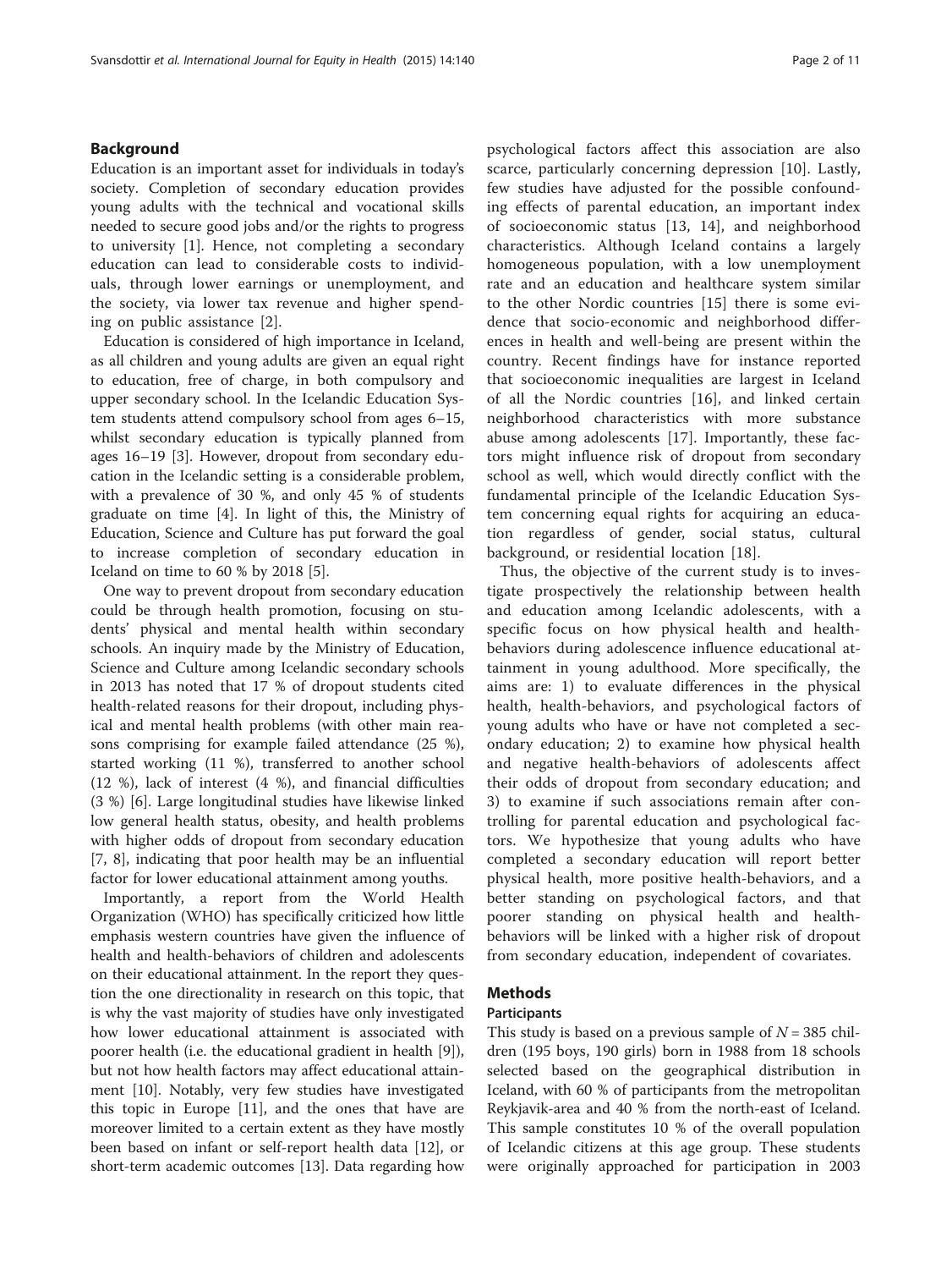## Background

Education is an important asset for individuals in today's society. Completion of secondary education provides young adults with the technical and vocational skills needed to secure good jobs and/or the rights to progress to university [1]. Hence, not completing a secondary education can lead to considerable costs to individuals, through lower earnings or unemployment, and the society, via lower tax revenue and higher spending on public assistance [2].

Education is considered of high importance in Iceland, as all children and young adults are given an equal right to education, free of charge, in both compulsory and upper secondary school. In the Icelandic Education System students attend compulsory school from ages 6–15, whilst secondary education is typically planned from ages 16–19 [3]. However, dropout from secondary education in the Icelandic setting is a considerable problem, with a prevalence of 30 %, and only 45 % of students graduate on time [4]. In light of this, the Ministry of Education, Science and Culture has put forward the goal to increase completion of secondary education in Iceland on time to 60 % by 2018 [5].

One way to prevent dropout from secondary education could be through health promotion, focusing on students' physical and mental health within secondary schools. An inquiry made by the Ministry of Education, Science and Culture among Icelandic secondary schools in 2013 has noted that 17 % of dropout students cited health-related reasons for their dropout, including physical and mental health problems (with other main reasons comprising for example failed attendance (25 %), started working (11 %), transferred to another school (12 %), lack of interest (4 %), and financial difficulties (3 %) [6]. Large longitudinal studies have likewise linked low general health status, obesity, and health problems with higher odds of dropout from secondary education [7, 8], indicating that poor health may be an influential factor for lower educational attainment among youths.

Importantly, a report from the World Health Organization (WHO) has specifically criticized how little emphasis western countries have given the influence of health and health-behaviors of children and adolescents on their educational attainment. In the report they question the one directionality in research on this topic, that is why the vast majority of studies have only investigated how lower educational attainment is associated with poorer health (i.e. the educational gradient in health [9]), but not how health factors may affect educational attainment [10]. Notably, very few studies have investigated this topic in Europe [11], and the ones that have are moreover limited to a certain extent as they have mostly been based on infant or self-report health data [12], or short-term academic outcomes [13]. Data regarding how psychological factors affect this association are also scarce, particularly concerning depression [10]. Lastly, few studies have adjusted for the possible confounding effects of parental education, an important index of socioeconomic status [13, 14], and neighborhood characteristics. Although Iceland contains a largely homogeneous population, with a low unemployment rate and an education and healthcare system similar to the other Nordic countries [15] there is some evidence that socio-economic and neighborhood differences in health and well-being are present within the country. Recent findings have for instance reported that socioeconomic inequalities are largest in Iceland of all the Nordic countries [16], and linked certain neighborhood characteristics with more substance abuse among adolescents [17]. Importantly, these factors might influence risk of dropout from secondary school as well, which would directly conflict with the fundamental principle of the Icelandic Education System concerning equal rights for acquiring an education regardless of gender, social status, cultural background, or residential location [18].

Thus, the objective of the current study is to investigate prospectively the relationship between health and education among Icelandic adolescents, with a specific focus on how physical health and health-behaviors during adolescence influence educational attainment in young adulthood. More specifically, the aims are: 1) to evaluate differences in the physical health, health-behaviors, and psychological factors of young adults who have or have not completed a secondary education; 2) to examine how physical health and negative health-behaviors of adolescents affect their odds of dropout from secondary education; and 3) to examine if such associations remain after controlling for parental education and psychological factors. We hypothesize that young adults who have completed a secondary education will report better physical health, more positive health-behaviors, and a better standing on psychological factors, and that poorer standing on physical health and health-behaviors will be linked with a higher risk of dropout from secondary education, independent of covariates.

## Methods

### Participants

This study is based on a previous sample of $N = 385$ children (195 boys, 190 girls) born in 1988 from 18 schools selected based on the geographical distribution in Iceland, with 60 % of participants from the metropolitan Reykjavik-area and 40 % from the north-east of Iceland. This sample constitutes 10 % of the overall population of Icelandic citizens at this age group. These students were originally approached for participation in 2003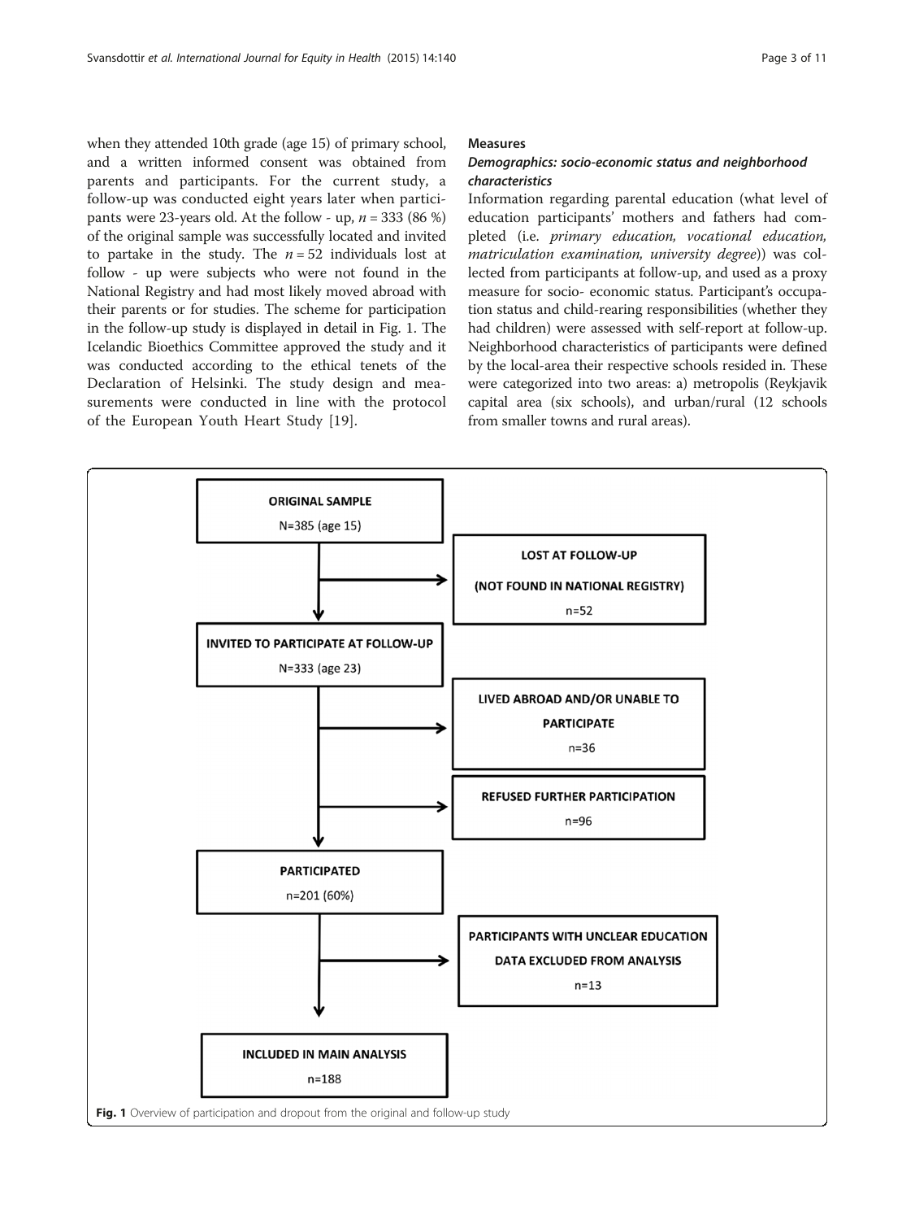when they attended 10th grade (age 15) of primary school, and a written informed consent was obtained from parents and participants. For the current study, a follow-up was conducted eight years later when participants were 23-years old. At the follow - up, $n = 333$ (86 %) of the original sample was successfully located and invited to partake in the study. The $n = 52$ individuals lost at follow - up were subjects who were not found in the National Registry and had most likely moved abroad with their parents or for studies. The scheme for participation in the follow-up study is displayed in detail in Fig. 1. The Icelandic Bioethics Committee approved the study and it was conducted according to the ethical tenets of the Declaration of Helsinki. The study design and measurements were conducted in line with the protocol of the European Youth Heart Study [19].

## Measures

### *Demographics: socio-economic status and neighborhood characteristics*

Information regarding parental education (what level of education participants' mothers and fathers had completed (i.e. *primary education, vocational education, matriculation examination, university degree*)) was collected from participants at follow-up, and used as a proxy measure for socio- economic status. Participant's occupation status and child-rearing responsibilities (whether they had children) were assessed with self-report at follow-up. Neighborhood characteristics of participants were defined by the local-area their respective schools resided in. These were categorized into two areas: a) metropolis (Reykjavik capital area (six schools), and urban/rural (12 schools from smaller towns and rural areas).

ORIGINAL SAMPLE
N=385 (age 15)

LOST AT FOLLOW-UP
(NOT FOUND IN NATIONAL REGISTRY)
n=52

INVITED TO PARTICIPATE AT FOLLOW-UP
N=333 (age 23)

LIVED ABROAD AND/OR UNABLE TO PARTICIPATE
n=36

REFUSED FURTHER PARTICIPATION
n=96

PARTICIPATED
n=201 (60%)

PARTICIPANTS WITH UNCLEAR EDUCATION DATA EXCLUDED FROM ANALYSIS
n=13

INCLUDED IN MAIN ANALYSIS
n=188

**Fig. 1** Overview of participation and dropout from the original and follow-up study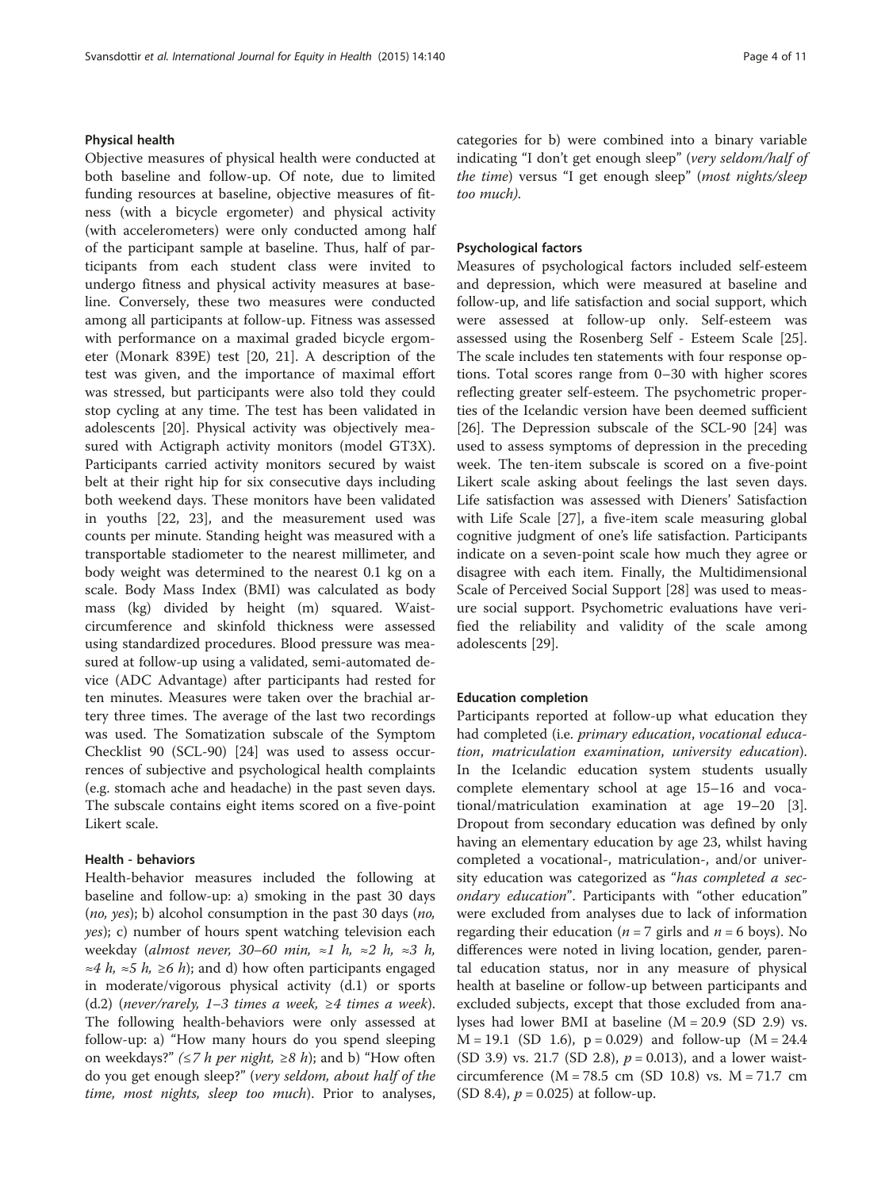### Physical health

Objective measures of physical health were conducted at both baseline and follow-up. Of note, due to limited funding resources at baseline, objective measures of fitness (with a bicycle ergometer) and physical activity (with accelerometers) were only conducted among half of the participant sample at baseline. Thus, half of participants from each student class were invited to undergo fitness and physical activity measures at baseline. Conversely, these two measures were conducted among all participants at follow-up. Fitness was assessed with performance on a maximal graded bicycle ergometer (Monark 839E) test [20, 21]. A description of the test was given, and the importance of maximal effort was stressed, but participants were also told they could stop cycling at any time. The test has been validated in adolescents [20]. Physical activity was objectively measured with Actigraph activity monitors (model GT3X). Participants carried activity monitors secured by waist belt at their right hip for six consecutive days including both weekend days. These monitors have been validated in youths [22, 23], and the measurement used was counts per minute. Standing height was measured with a transportable stadiometer to the nearest millimeter, and body weight was determined to the nearest 0.1 kg on a scale. Body Mass Index (BMI) was calculated as body mass (kg) divided by height (m) squared. Waist-circumference and skinfold thickness were assessed using standardized procedures. Blood pressure was measured at follow-up using a validated, semi-automated device (ADC Advantage) after participants had rested for ten minutes. Measures were taken over the brachial artery three times. The average of the last two recordings was used. The Somatization subscale of the Symptom Checklist 90 (SCL-90) [24] was used to assess occurrences of subjective and psychological health complaints (e.g. stomach ache and headache) in the past seven days. The subscale contains eight items scored on a five-point Likert scale.

### Health - behaviors

Health-behavior measures included the following at baseline and follow-up: a) smoking in the past 30 days (*no, yes*); b) alcohol consumption in the past 30 days (*no, yes*); c) number of hours spent watching television each weekday (*almost never, 30–60 min, ≈1 h, ≈2 h, ≈3 h, ≈4 h, ≈5 h, ≥6 h*); and d) how often participants engaged in moderate/vigorous physical activity (d.1) or sports (d.2) (*never/rarely, 1–3 times a week, ≥4 times a week*). The following health-behaviors were only assessed at follow-up: a) "How many hours do you spend sleeping on weekdays?" (*≤7 h per night, ≥8 h*); and b) "How often do you get enough sleep?" (*very seldom, about half of the time, most nights, sleep too much*). Prior to analyses, categories for b) were combined into a binary variable indicating "I don't get enough sleep" (*very seldom/half of the time*) versus "I get enough sleep" (*most nights/sleep too much*).

### Psychological factors

Measures of psychological factors included self-esteem and depression, which were measured at baseline and follow-up, and life satisfaction and social support, which were assessed at follow-up only. Self-esteem was assessed using the Rosenberg Self - Esteem Scale [25]. The scale includes ten statements with four response options. Total scores range from 0–30 with higher scores reflecting greater self-esteem. The psychometric properties of the Icelandic version have been deemed sufficient [26]. The Depression subscale of the SCL-90 [24] was used to assess symptoms of depression in the preceding week. The ten-item subscale is scored on a five-point Likert scale asking about feelings the last seven days. Life satisfaction was assessed with Dieners' Satisfaction with Life Scale [27], a five-item scale measuring global cognitive judgment of one's life satisfaction. Participants indicate on a seven-point scale how much they agree or disagree with each item. Finally, the Multidimensional Scale of Perceived Social Support [28] was used to measure social support. Psychometric evaluations have verified the reliability and validity of the scale among adolescents [29].

### Education completion

Participants reported at follow-up what education they had completed (i.e. *primary education*, *vocational education*, *matriculation examination*, *university education*). In the Icelandic education system students usually complete elementary school at age 15–16 and vocational/matriculation examination at age 19–20 [3]. Dropout from secondary education was defined by only having an elementary education by age 23, whilst having completed a vocational-, matriculation-, and/or university education was categorized as "*has completed a secondary education*". Participants with "other education" were excluded from analyses due to lack of information regarding their education ($n = 7$ girls and $n = 6$ boys). No differences were noted in living location, gender, parental education status, nor in any measure of physical health at baseline or follow-up between participants and excluded subjects, except that those excluded from analyses had lower BMI at baseline ($M = 20.9$ (SD 2.9) vs. $M = 19.1$ (SD 1.6), $p = 0.029$) and follow-up ($M = 24.4$ (SD 3.9) vs. 21.7 (SD 2.8), $p = 0.013$), and a lower waist-circumference ($M = 78.5$ cm (SD 10.8) vs. $M = 71.7$ cm (SD 8.4), $p = 0.025$) at follow-up.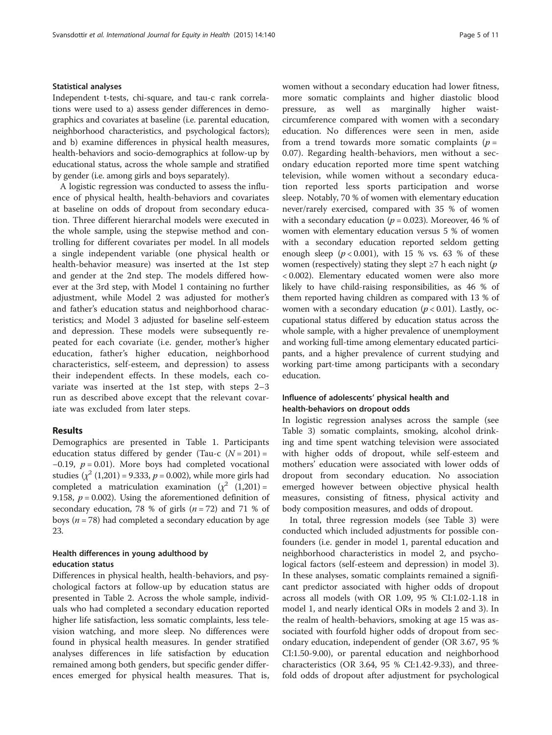### Statistical analyses

Independent t-tests, chi-square, and tau-c rank correlations were used to a) assess gender differences in demographics and covariates at baseline (i.e. parental education, neighborhood characteristics, and psychological factors); and b) examine differences in physical health measures, health-behaviors and socio-demographics at follow-up by educational status, across the whole sample and stratified by gender (i.e. among girls and boys separately).

A logistic regression was conducted to assess the influence of physical health, health-behaviors and covariates at baseline on odds of dropout from secondary education. Three different hierarchal models were executed in the whole sample, using the stepwise method and controlling for different covariates per model. In all models a single independent variable (one physical health or health-behavior measure) was inserted at the 1st step and gender at the 2nd step. The models differed however at the 3rd step, with Model 1 containing no further adjustment, while Model 2 was adjusted for mother's and father's education status and neighborhood characteristics; and Model 3 adjusted for baseline self-esteem and depression. These models were subsequently repeated for each covariate (i.e. gender, mother's higher education, father's higher education, neighborhood characteristics, self-esteem, and depression) to assess their independent effects. In these models, each covariate was inserted at the 1st step, with steps 2–3 run as described above except that the relevant covariate was excluded from later steps.

## Results

Demographics are presented in Table 1. Participants education status differed by gender (Tau-c ($N = 201$) = −0.19, $p = 0.01$). More boys had completed vocational studies ($\chi^2$ (1,201) = 9.333, $p = 0.002$), while more girls had completed a matriculation examination ($\chi^2$ (1,201) = 9.158, $p = 0.002$). Using the aforementioned definition of secondary education, 78 % of girls ($n = 72$) and 71 % of boys ($n = 78$) had completed a secondary education by age 23.

### Health differences in young adulthood by education status

Differences in physical health, health-behaviors, and psychological factors at follow-up by education status are presented in Table 2. Across the whole sample, individuals who had completed a secondary education reported higher life satisfaction, less somatic complaints, less television watching, and more sleep. No differences were found in physical health measures. In gender stratified analyses differences in life satisfaction by education remained among both genders, but specific gender differences emerged for physical health measures. That is, women without a secondary education had lower fitness, more somatic complaints and higher diastolic blood pressure, as well as marginally higher waist-circumference compared with women with a secondary education. No differences were seen in men, aside from a trend towards more somatic complaints ($p = 0.07$). Regarding health-behaviors, men without a secondary education reported more time spent watching television, while women without a secondary education reported less sports participation and worse sleep. Notably, 70 % of women with elementary education never/rarely exercised, compared with 35 % of women with a secondary education ($p = 0.023$). Moreover, 46 % of women with elementary education versus 5 % of women with a secondary education reported seldom getting enough sleep ($p < 0.001$), with 15 % vs. 63 % of these women (respectively) stating they slept ≥7 h each night ($p < 0.002$). Elementary educated women were also more likely to have child-raising responsibilities, as 46 % of them reported having children as compared with 13 % of women with a secondary education ($p < 0.01$). Lastly, occupational status differed by education status across the whole sample, with a higher prevalence of unemployment and working full-time among elementary educated participants, and a higher prevalence of current studying and working part-time among participants with a secondary education.

### Influence of adolescents' physical health and health-behaviors on dropout odds

In logistic regression analyses across the sample (see Table 3) somatic complaints, smoking, alcohol drinking and time spent watching television were associated with higher odds of dropout, while self-esteem and mothers' education were associated with lower odds of dropout from secondary education. No association emerged however between objective physical health measures, consisting of fitness, physical activity and body composition measures, and odds of dropout.

In total, three regression models (see Table 3) were conducted which included adjustments for possible confounders (i.e. gender in model 1, parental education and neighborhood characteristics in model 2, and psychological factors (self-esteem and depression) in model 3). In these analyses, somatic complaints remained a significant predictor associated with higher odds of dropout across all models (with OR 1.09, 95 % CI:1.02-1.18 in model 1, and nearly identical ORs in models 2 and 3). In the realm of health-behaviors, smoking at age 15 was associated with fourfold higher odds of dropout from secondary education, independent of gender (OR 3.67, 95 % CI:1.50-9.00), or parental education and neighborhood characteristics (OR 3.64, 95 % CI:1.42-9.33), and threefold odds of dropout after adjustment for psychological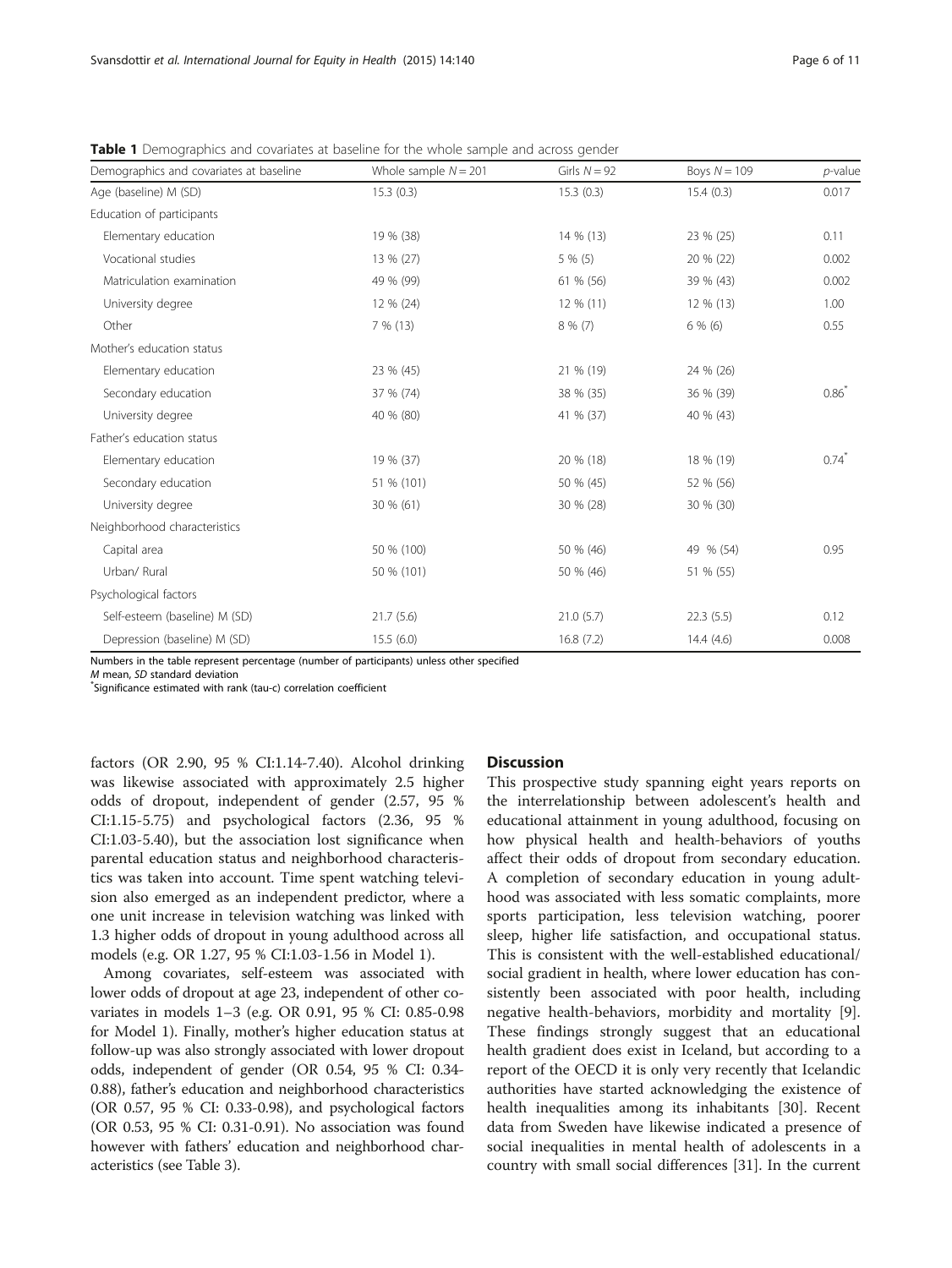**Table 1** Demographics and covariates at baseline for the whole sample and across gender

| Demographics and covariates at baseline | Whole sample $N = 201$ | Girls $N = 92$ | Boys $N = 109$ | $p$-value |
|---|---|---|---|---|
| Age (baseline) M (SD) | 15.3 (0.3) | 15.3 (0.3) | 15.4 (0.3) | 0.017 |
| Education of participants | | | | |
| Elementary education | 19 % (38) | 14 % (13) | 23 % (25) | 0.11 |
| Vocational studies | 13 % (27) | 5 % (5) | 20 % (22) | 0.002 |
| Matriculation examination | 49 % (99) | 61 % (56) | 39 % (43) | 0.002 |
| University degree | 12 % (24) | 12 % (11) | 12 % (13) | 1.00 |
| Other | 7 % (13) | 8 % (7) | 6 % (6) | 0.55 |
| Mother's education status | | | | |
| Elementary education | 23 % (45) | 21 % (19) | 24 % (26) | |
| Secondary education | 37 % (74) | 38 % (35) | 36 % (39) | 0.86* |
| University degree | 40 % (80) | 41 % (37) | 40 % (43) | |
| Father's education status | | | | |
| Elementary education | 19 % (37) | 20 % (18) | 18 % (19) | 0.74* |
| Secondary education | 51 % (101) | 50 % (45) | 52 % (56) | |
| University degree | 30 % (61) | 30 % (28) | 30 % (30) | |
| Neighborhood characteristics | | | | |
| Capital area | 50 % (100) | 50 % (46) | 49 % (54) | 0.95 |
| Urban/ Rural | 50 % (101) | 50 % (46) | 51 % (55) | |
| Psychological factors | | | | |
| Self-esteem (baseline) M (SD) | 21.7 (5.6) | 21.0 (5.7) | 22.3 (5.5) | 0.12 |
| Depression (baseline) M (SD) | 15.5 (6.0) | 16.8 (7.2) | 14.4 (4.6) | 0.008 |

Numbers in the table represent percentage (number of participants) unless other specified

*M* mean, *SD* standard deviation

*Significance estimated with rank (tau-c) correlation coefficient

factors (OR 2.90, 95 % CI:1.14-7.40). Alcohol drinking was likewise associated with approximately 2.5 higher odds of dropout, independent of gender (2.57, 95 % CI:1.15-5.75) and psychological factors (2.36, 95 % CI:1.03-5.40), but the association lost significance when parental education status and neighborhood characteristics was taken into account. Time spent watching television also emerged as an independent predictor, where a one unit increase in television watching was linked with 1.3 higher odds of dropout in young adulthood across all models (e.g. OR 1.27, 95 % CI:1.03-1.56 in Model 1).

Among covariates, self-esteem was associated with lower odds of dropout at age 23, independent of other covariates in models 1–3 (e.g. OR 0.91, 95 % CI: 0.85-0.98 for Model 1). Finally, mother's higher education status at follow-up was also strongly associated with lower dropout odds, independent of gender (OR 0.54, 95 % CI: 0.34-0.88), father's education and neighborhood characteristics (OR 0.57, 95 % CI: 0.33-0.98), and psychological factors (OR 0.53, 95 % CI: 0.31-0.91). No association was found however with fathers' education and neighborhood characteristics (see Table 3).

## Discussion

This prospective study spanning eight years reports on the interrelationship between adolescent's health and educational attainment in young adulthood, focusing on how physical health and health-behaviors of youths affect their odds of dropout from secondary education. A completion of secondary education in young adulthood was associated with less somatic complaints, more sports participation, less television watching, poorer sleep, higher life satisfaction, and occupational status. This is consistent with the well-established educational/social gradient in health, where lower education has consistently been associated with poor health, including negative health-behaviors, morbidity and mortality [9]. These findings strongly suggest that an educational health gradient does exist in Iceland, but according to a report of the OECD it is only very recently that Icelandic authorities have started acknowledging the existence of health inequalities among its inhabitants [30]. Recent data from Sweden have likewise indicated a presence of social inequalities in mental health of adolescents in a country with small social differences [31]. In the current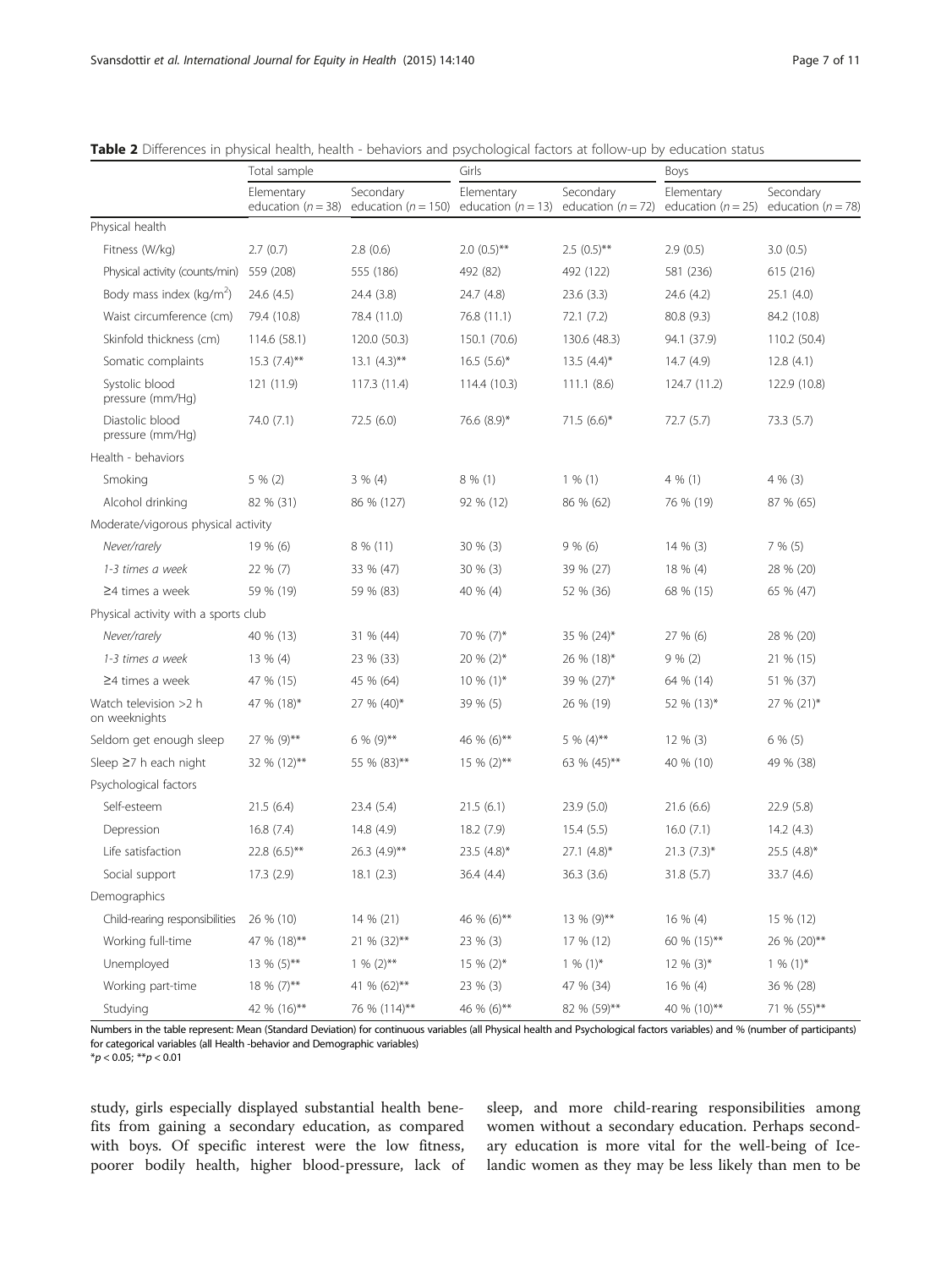**Table 2** Differences in physical health, health - behaviors and psychological factors at follow-up by education status

| | Total sample | | Girls | | Boys | |
|---|---|---|---|---|---|---|
| | Elementary education ($n = 38$) | Secondary education ($n = 150$) | Elementary education ($n = 13$) | Secondary education ($n = 72$) | Elementary education ($n = 25$) | Secondary education ($n = 78$) |
| Physical health | | | | | | |
| Fitness (W/kg) | 2.7 (0.7) | 2.8 (0.6) | 2.0 (0.5)** | 2.5 (0.5)** | 2.9 (0.5) | 3.0 (0.5) |
| Physical activity (counts/min) | 559 (208) | 555 (186) | 492 (82) | 492 (122) | 581 (236) | 615 (216) |
| Body mass index (kg/m$^2$) | 24.6 (4.5) | 24.4 (3.8) | 24.7 (4.8) | 23.6 (3.3) | 24.6 (4.2) | 25.1 (4.0) |
| Waist circumference (cm) | 79.4 (10.8) | 78.4 (11.0) | 76.8 (11.1) | 72.1 (7.2) | 80.8 (9.3) | 84.2 (10.8) |
| Skinfold thickness (cm) | 114.6 (58.1) | 120.0 (50.3) | 150.1 (70.6) | 130.6 (48.3) | 94.1 (37.9) | 110.2 (50.4) |
| Somatic complaints | 15.3 (7.4)** | 13.1 (4.3)** | 16.5 (5.6)* | 13.5 (4.4)* | 14.7 (4.9) | 12.8 (4.1) |
| Systolic blood pressure (mm/Hg) | 121 (11.9) | 117.3 (11.4) | 114.4 (10.3) | 111.1 (8.6) | 124.7 (11.2) | 122.9 (10.8) |
| Diastolic blood pressure (mm/Hg) | 74.0 (7.1) | 72.5 (6.0) | 76.6 (8.9)* | 71.5 (6.6)* | 72.7 (5.7) | 73.3 (5.7) |
| Health - behaviors | | | | | | |
| Smoking | 5 % (2) | 3 % (4) | 8 % (1) | 1 % (1) | 4 % (1) | 4 % (3) |
| Alcohol drinking | 82 % (31) | 86 % (127) | 92 % (12) | 86 % (62) | 76 % (19) | 87 % (65) |
| Moderate/vigorous physical activity | | | | | | |
| *Never/rarely* | 19 % (6) | 8 % (11) | 30 % (3) | 9 % (6) | 14 % (3) | 7 % (5) |
| *1-3 times a week* | 22 % (7) | 33 % (47) | 30 % (3) | 39 % (27) | 18 % (4) | 28 % (20) |
| *≥4 times a week* | 59 % (19) | 59 % (83) | 40 % (4) | 52 % (36) | 68 % (15) | 65 % (47) |
| Physical activity with a sports club | | | | | | |
| *Never/rarely* | 40 % (13) | 31 % (44) | 70 % (7)* | 35 % (24)* | 27 % (6) | 28 % (20) |
| *1-3 times a week* | 13 % (4) | 23 % (33) | 20 % (2)* | 26 % (18)* | 9 % (2) | 21 % (15) |
| *≥4 times a week* | 47 % (15) | 45 % (64) | 10 % (1)* | 39 % (27)* | 64 % (14) | 51 % (37) |
| Watch television >2 h on weeknights | 47 % (18)* | 27 % (40)* | 39 % (5) | 26 % (19) | 52 % (13)* | 27 % (21)* |
| Seldom get enough sleep | 27 % (9)** | 6 % (9)** | 46 % (6)** | 5 % (4)** | 12 % (3) | 6 % (5) |
| Sleep ≥7 h each night | 32 % (12)** | 55 % (83)** | 15 % (2)** | 63 % (45)** | 40 % (10) | 49 % (38) |
| Psychological factors | | | | | | |
| Self-esteem | 21.5 (6.4) | 23.4 (5.4) | 21.5 (6.1) | 23.9 (5.0) | 21.6 (6.6) | 22.9 (5.8) |
| Depression | 16.8 (7.4) | 14.8 (4.9) | 18.2 (7.9) | 15.4 (5.5) | 16.0 (7.1) | 14.2 (4.3) |
| Life satisfaction | 22.8 (6.5)** | 26.3 (4.9)** | 23.5 (4.8)* | 27.1 (4.8)* | 21.3 (7.3)* | 25.5 (4.8)* |
| Social support | 17.3 (2.9) | 18.1 (2.3) | 36.4 (4.4) | 36.3 (3.6) | 31.8 (5.7) | 33.7 (4.6) |
| Demographics | | | | | | |
| Child-rearing responsibilities | 26 % (10) | 14 % (21) | 46 % (6)** | 13 % (9)** | 16 % (4) | 15 % (12) |
| Working full-time | 47 % (18)** | 21 % (32)** | 23 % (3) | 17 % (12) | 60 % (15)** | 26 % (20)** |
| Unemployed | 13 % (5)** | 1 % (2)** | 15 % (2)* | 1 % (1)* | 12 % (3)* | 1 % (1)* |
| Working part-time | 18 % (7)** | 41 % (62)** | 23 % (3) | 47 % (34) | 16 % (4) | 36 % (28) |
| Studying | 42 % (16)** | 76 % (114)** | 46 % (6)** | 82 % (59)** | 40 % (10)** | 71 % (55)** |

Numbers in the table represent: Mean (Standard Deviation) for continuous variables (all Physical health and Psychological factors variables) and % (number of participants) for categorical variables (all Health -behavior and Demographic variables)
*$p < 0.05$; **$p < 0.01$

study, girls especially displayed substantial health benefits from gaining a secondary education, as compared with boys. Of specific interest were the low fitness, poorer bodily health, higher blood-pressure, lack of sleep, and more child-rearing responsibilities among women without a secondary education. Perhaps secondary education is more vital for the well-being of Icelandic women as they may be less likely than men to be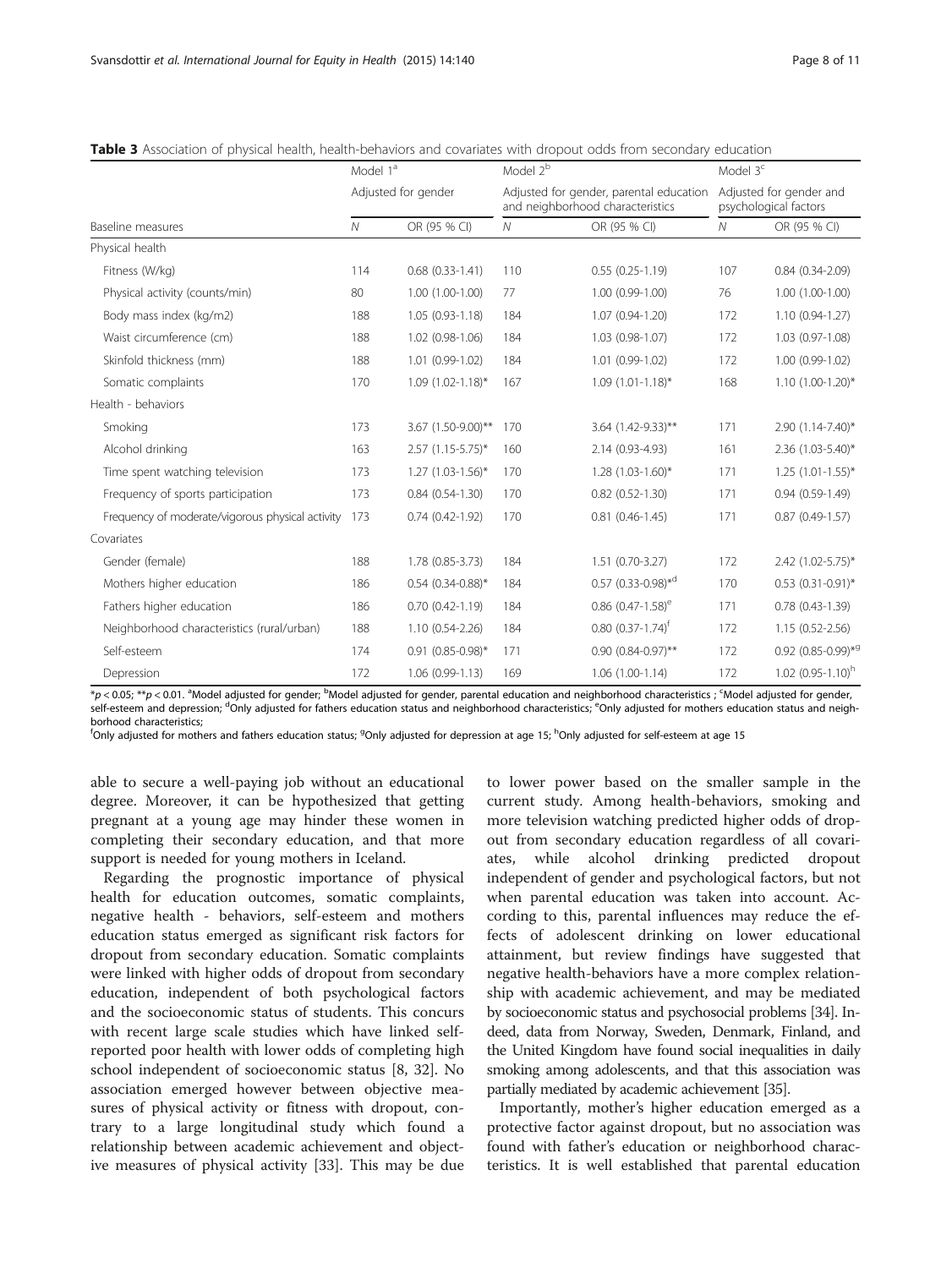**Table 3** Association of physical health, health-behaviors and covariates with dropout odds from secondary education

| | Model 1[a] | | Model 2[b] | | Model 3[c] | |
|---|---|---|---|---|---|---|
| | Adjusted for gender | | Adjusted for gender, parental education and neighborhood characteristics | | Adjusted for gender and psychological factors | |
| Baseline measures | *N* | OR (95 % CI) | *N* | OR (95 % CI) | *N* | OR (95 % CI) |
| Physical health | | | | | | |
| Fitness (W/kg) | 114 | 0.68 (0.33-1.41) | 110 | 0.55 (0.25-1.19) | 107 | 0.84 (0.34-2.09) |
| Physical activity (counts/min) | 80 | 1.00 (1.00-1.00) | 77 | 1.00 (0.99-1.00) | 76 | 1.00 (1.00-1.00) |
| Body mass index (kg/m2) | 188 | 1.05 (0.93-1.18) | 184 | 1.07 (0.94-1.20) | 172 | 1.10 (0.94-1.27) |
| Waist circumference (cm) | 188 | 1.02 (0.98-1.06) | 184 | 1.03 (0.98-1.07) | 172 | 1.03 (0.97-1.08) |
| Skinfold thickness (mm) | 188 | 1.01 (0.99-1.02) | 184 | 1.01 (0.99-1.02) | 172 | 1.00 (0.99-1.02) |
| Somatic complaints | 170 | 1.09 (1.02-1.18)* | 167 | 1.09 (1.01-1.18)* | 168 | 1.10 (1.00-1.20)* |
| Health - behaviors | | | | | | |
| Smoking | 173 | 3.67 (1.50-9.00)** | 170 | 3.64 (1.42-9.33)** | 171 | 2.90 (1.14-7.40)* |
| Alcohol drinking | 163 | 2.57 (1.15-5.75)* | 160 | 2.14 (0.93-4.93) | 161 | 2.36 (1.03-5.40)* |
| Time spent watching television | 173 | 1.27 (1.03-1.56)* | 170 | 1.28 (1.03-1.60)* | 171 | 1.25 (1.01-1.55)* |
| Frequency of sports participation | 173 | 0.84 (0.54-1.30) | 170 | 0.82 (0.52-1.30) | 171 | 0.94 (0.59-1.49) |
| Frequency of moderate/vigorous physical activity | 173 | 0.74 (0.42-1.92) | 170 | 0.81 (0.46-1.45) | 171 | 0.87 (0.49-1.57) |
| Covariates | | | | | | |
| Gender (female) | 188 | 1.78 (0.85-3.73) | 184 | 1.51 (0.70-3.27) | 172 | 2.42 (1.02-5.75)* |
| Mothers higher education | 186 | 0.54 (0.34-0.88)* | 184 | 0.57 (0.33-0.98)*[d] | 170 | 0.53 (0.31-0.91)* |
| Fathers higher education | 186 | 0.70 (0.42-1.19) | 184 | 0.86 (0.47-1.58)[e] | 171 | 0.78 (0.43-1.39) |
| Neighborhood characteristics (rural/urban) | 188 | 1.10 (0.54-2.26) | 184 | 0.80 (0.37-1.74)[f] | 172 | 1.15 (0.52-2.56) |
| Self-esteem | 174 | 0.91 (0.85-0.98)* | 171 | 0.90 (0.84-0.97)** | 172 | 0.92 (0.85-0.99)*[g] |
| Depression | 172 | 1.06 (0.99-1.13) | 169 | 1.06 (1.00-1.14) | 172 | 1.02 (0.95-1.10)[h] |

*$p < 0.05$; **$p < 0.01$. [a]Model adjusted for gender; [b]Model adjusted for gender, parental education and neighborhood characteristics ; [c]Model adjusted for gender, self-esteem and depression; [d]Only adjusted for fathers education status and neighborhood characteristics; [e]Only adjusted for mothers education status and neighborhood characteristics;
[f]Only adjusted for mothers and fathers education status; [g]Only adjusted for depression at age 15; [h]Only adjusted for self-esteem at age 15

able to secure a well-paying job without an educational degree. Moreover, it can be hypothesized that getting pregnant at a young age may hinder these women in completing their secondary education, and that more support is needed for young mothers in Iceland.

Regarding the prognostic importance of physical health for education outcomes, somatic complaints, negative health - behaviors, self-esteem and mothers education status emerged as significant risk factors for dropout from secondary education. Somatic complaints were linked with higher odds of dropout from secondary education, independent of both psychological factors and the socioeconomic status of students. This concurs with recent large scale studies which have linked self-reported poor health with lower odds of completing high school independent of socioeconomic status [8, 32]. No association emerged however between objective measures of physical activity or fitness with dropout, contrary to a large longitudinal study which found a relationship between academic achievement and objective measures of physical activity [33]. This may be due to lower power based on the smaller sample in the current study. Among health-behaviors, smoking and more television watching predicted higher odds of dropout from secondary education regardless of all covariates, while alcohol drinking predicted dropout independent of gender and psychological factors, but not when parental education was taken into account. According to this, parental influences may reduce the effects of adolescent drinking on lower educational attainment, but review findings have suggested that negative health-behaviors have a more complex relationship with academic achievement, and may be mediated by socioeconomic status and psychosocial problems [34]. Indeed, data from Norway, Sweden, Denmark, Finland, and the United Kingdom have found social inequalities in daily smoking among adolescents, and that this association was partially mediated by academic achievement [35].

Importantly, mother's higher education emerged as a protective factor against dropout, but no association was found with father's education or neighborhood characteristics. It is well established that parental education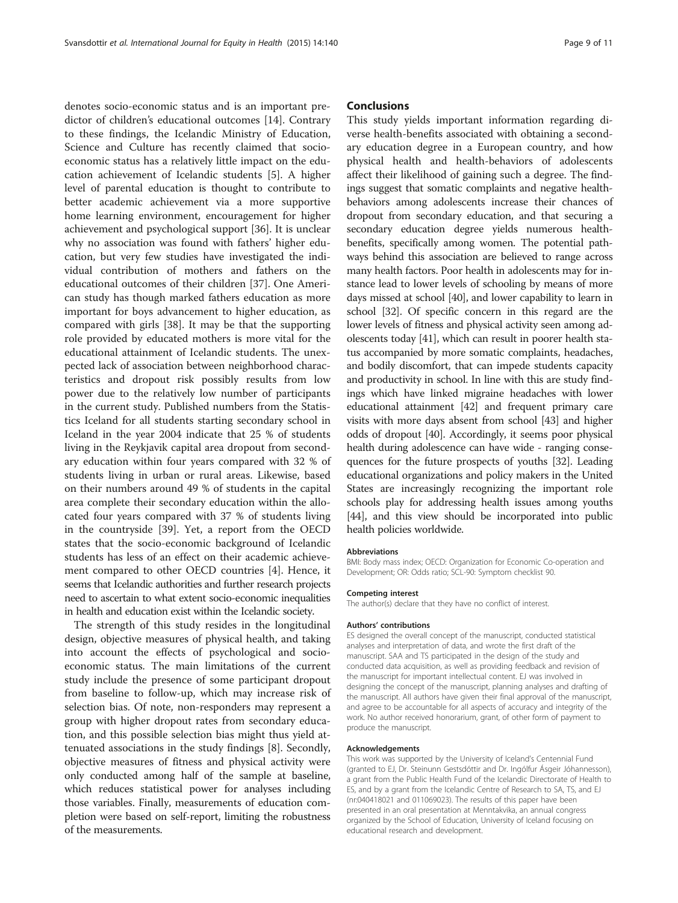denotes socio-economic status and is an important predictor of children's educational outcomes [14]. Contrary to these findings, the Icelandic Ministry of Education, Science and Culture has recently claimed that socio-economic status has a relatively little impact on the education achievement of Icelandic students [5]. A higher level of parental education is thought to contribute to better academic achievement via a more supportive home learning environment, encouragement for higher achievement and psychological support [36]. It is unclear why no association was found with fathers' higher education, but very few studies have investigated the individual contribution of mothers and fathers on the educational outcomes of their children [37]. One American study has though marked fathers education as more important for boys advancement to higher education, as compared with girls [38]. It may be that the supporting role provided by educated mothers is more vital for the educational attainment of Icelandic students. The unexpected lack of association between neighborhood characteristics and dropout risk possibly results from low power due to the relatively low number of participants in the current study. Published numbers from the Statistics Iceland for all students starting secondary school in Iceland in the year 2004 indicate that 25 % of students living in the Reykjavik capital area dropout from secondary education within four years compared with 32 % of students living in urban or rural areas. Likewise, based on their numbers around 49 % of students in the capital area complete their secondary education within the allocated four years compared with 37 % of students living in the countryside [39]. Yet, a report from the OECD states that the socio-economic background of Icelandic students has less of an effect on their academic achievement compared to other OECD countries [4]. Hence, it seems that Icelandic authorities and further research projects need to ascertain to what extent socio-economic inequalities in health and education exist within the Icelandic society.

The strength of this study resides in the longitudinal design, objective measures of physical health, and taking into account the effects of psychological and socio-economic status. The main limitations of the current study include the presence of some participant dropout from baseline to follow-up, which may increase risk of selection bias. Of note, non-responders may represent a group with higher dropout rates from secondary education, and this possible selection bias might thus yield attenuated associations in the study findings [8]. Secondly, objective measures of fitness and physical activity were only conducted among half of the sample at baseline, which reduces statistical power for analyses including those variables. Finally, measurements of education completion were based on self-report, limiting the robustness of the measurements.

## Conclusions

This study yields important information regarding diverse health-benefits associated with obtaining a secondary education degree in a European country, and how physical health and health-behaviors of adolescents affect their likelihood of gaining such a degree. The findings suggest that somatic complaints and negative health-behaviors among adolescents increase their chances of dropout from secondary education, and that securing a secondary education degree yields numerous health-benefits, specifically among women. The potential pathways behind this association are believed to range across many health factors. Poor health in adolescents may for instance lead to lower levels of schooling by means of more days missed at school [40], and lower capability to learn in school [32]. Of specific concern in this regard are the lower levels of fitness and physical activity seen among adolescents today [41], which can result in poorer health status accompanied by more somatic complaints, headaches, and bodily discomfort, that can impede students capacity and productivity in school. In line with this are study findings which have linked migraine headaches with lower educational attainment [42] and frequent primary care visits with more days absent from school [43] and higher odds of dropout [40]. Accordingly, it seems poor physical health during adolescence can have wide - ranging consequences for the future prospects of youths [32]. Leading educational organizations and policy makers in the United States are increasingly recognizing the important role schools play for addressing health issues among youths [44], and this view should be incorporated into public health policies worldwide.

#### Abbreviations

BMI: Body mass index; OECD: Organization for Economic Co-operation and Development; OR: Odds ratio; SCL-90: Symptom checklist 90.

#### Competing interest

The author(s) declare that they have no conflict of interest.

#### Authors' contributions

ES designed the overall concept of the manuscript, conducted statistical analyses and interpretation of data, and wrote the first draft of the manuscript. SAA and TS participated in the design of the study and conducted data acquisition, as well as providing feedback and revision of the manuscript for important intellectual content. EJ was involved in designing the concept of the manuscript, planning analyses and drafting of the manuscript. All authors have given their final approval of the manuscript, and agree to be accountable for all aspects of accuracy and integrity of the work. No author received honorarium, grant, of other form of payment to produce the manuscript.

#### Acknowledgements

This work was supported by the University of Iceland's Centennial Fund (granted to EJ, Dr. Steinunn Gestsdóttir and Dr. Ingólfur Ásgeir Jóhannesson), a grant from the Public Health Fund of the Icelandic Directorate of Health to ES, and by a grant from the Icelandic Centre of Research to SA, TS, and EJ (nr:040418021 and 011069023). The results of this paper have been presented in an oral presentation at Menntakvika, an annual congress organized by the School of Education, University of Iceland focusing on educational research and development.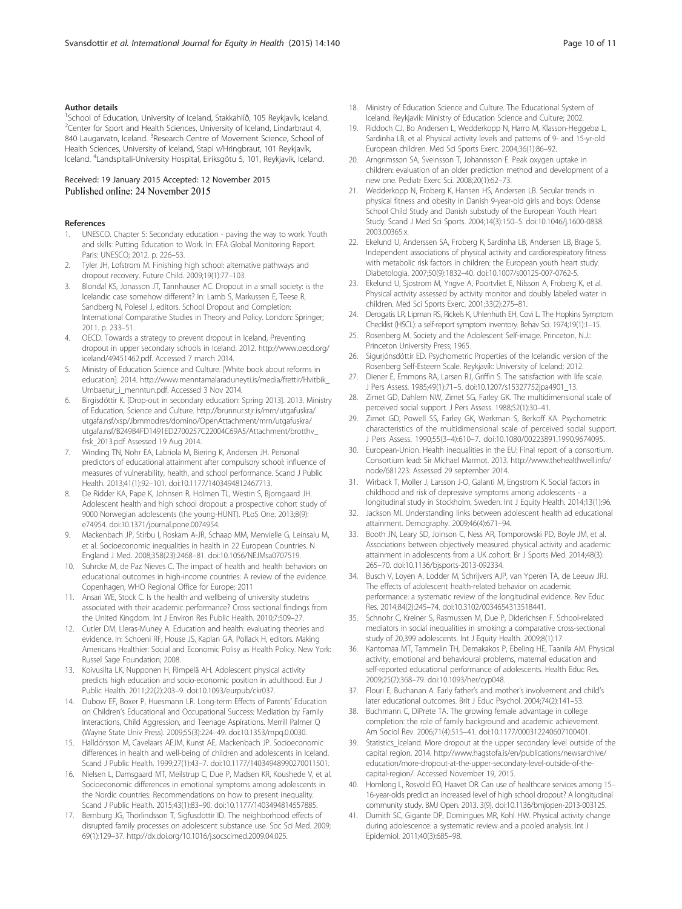### Author details

[1]School of Education, University of Iceland, Stakkahlíð, 105 Reykjavík, Iceland. [2]Center for Sport and Health Sciences, University of Iceland, Lindarbraut 4, 840 Laugarvatn, Iceland. [3]Research Centre of Movement Science, School of Health Sciences, University of Iceland, Stapi v/Hringbraut, 101 Reykjavík, Iceland. [4]Landspitali-University Hospital, Eiríksgötu 5, 101, Reykjavík, Iceland.

Received: 19 January 2015 Accepted: 12 November 2015
Published online: 24 November 2015

### References

1. UNESCO. Chapter 5: Secondary education - paving the way to work. Youth and skills: Putting Education to Work. In: EFA Global Monitoring Report. Paris: UNESCO; 2012. p. 226–53.
2. Tyler JH, Lofstrom M. Finishing high school: alternative pathways and dropout recovery. Future Child. 2009;19(1):77–103.
3. Blondal KS, Jonasson JT, Tannhauser AC. Dropout in a small society: is the Icelandic case somehow different? In: Lamb S, Markussen E, Teese R, Sandberg N, Polesel J, editors. School Dropout and Completion: International Comparative Studies in Theory and Policy. London: Springer; 2011. p. 233–51.
4. OECD. Towards a strategy to prevent dropout in Iceland, Preventing dropout in upper secondary schools in Iceland. 2012. http://www.oecd.org/iceland/49451462.pdf. Accessed 7 march 2014.
5. Ministry of Education Science and Culture. [White book about reforms in education]. 2014. http://www.menntamalaraduneyti.is/media/frettir/Hvitbik_Umbaetur_i_menntun.pdf. Accessed 3 Nov 2014.
6. Birgisdóttir K. [Drop-out in secondary education: Spring 2013]. 2013. Ministry of Education, Science and Culture. http://brunnur.stjr.is/mrn/utgafuskra/utgafa.nsf/xsp/.ibmmodres/domino/OpenAttachment/mrn/utgafuskra/utgafa.nsf/B249B4FD1491ED2700257C22004C69A5/Attachment/brotthv_frsk_2013.pdf Assessed 19 Aug 2014.
7. Winding TN, Nohr EA, Labriola M, Biering K, Andersen JH. Personal predictors of educational attainment after compulsory school: influence of measures of vulnerability, health, and school performance. Scand J Public Health. 2013;41(1):92–101. doi:10.1177/1403494812467713.
8. De Ridder KA, Pape K, Johnsen R, Holmen TL, Westin S, Bjorngaard JH. Adolescent health and high school dropout: a prospective cohort study of 9000 Norwegian adolescents (the young-HUNT). PLoS One. 2013;8(9):e74954. doi:10.1371/journal.pone.0074954.
9. Mackenbach JP, Stirbu I, Roskam A-JR, Schaap MM, Menvielle G, Leinsalu M, et al. Socioeconomic inequalities in health in 22 European Countries. N England J Med. 2008;358(23):2468–81. doi:10.1056/NEJMsa0707519.
10. Suhrcke M, de Paz Nieves C. The impact of health and health behaviors on educational outcomes in high-income countries: A review of the evidence. Copenhagen, WHO Regional Office for Europe; 2011
11. Ansari WE, Stock C. Is the health and wellbeing of university studetns associated with their academic performance? Cross sectional findings from the United Kingdom. Int J Environ Res Public Health. 2010;7:509–27.
12. Cutler DM, Lleras-Muney A. Education and health: evaluating theories and evidence. In: Schoeni RF, House JS, Kaplan GA, Pollack H, editors. Making Americans Healthier: Social and Economic Polisy as Health Policy. New York: Russel Sage Foundation; 2008.
13. Koivusilta LK, Nupponen H, Rimpelä AH. Adolescent physical activity predicts high education and socio-economic position in adulthood. Eur J Public Health. 2011;22(2):203–9. doi:10.1093/eurpub/ckr037.
14. Dubow EF, Boxer P, Huesmann LR. Long-term Effects of Parents' Education on Children's Educational and Occupational Success: Mediation by Family Interactions, Child Aggression, and Teenage Aspirations. Merrill Palmer Q (Wayne State Univ Press). 2009;55(3):224–49. doi:10.1353/mpq.0.0030.
15. Halldórsson M, Cavelaars AEJM, Kunst AE, Mackenbach JP. Socioeconomic differences in health and well-being of children and adolescents in Iceland. Scand J Public Health. 1999;27(1):43–7. doi:10.1177/14034948990270011501.
16. Nielsen L, Damsgaard MT, Meilstrup C, Due P, Madsen KR, Koushede V, et al. Socioeconomic differences in emotional symptoms among adolescents in the Nordic countries: Recommendations on how to present inequality. Scand J Public Health. 2015;43(1):83–90. doi:10.1177/1403494814557885.
17. Bernburg JG, Thorlindsson T, Sigfusdottir ID. The neighborhood effects of disrupted family processes on adolescent substance use. Soc Sci Med. 2009; 69(1):129–37. http://dx.doi.org/10.1016/j.socscimed.2009.04.025.
18. Ministry of Education Science and Culture. The Educational System of Iceland. Reykjavik: Ministry of Education Science and Culture; 2002.
19. Riddoch CJ, Bo Andersen L, Wedderkopp N, Harro M, Klasson-Heggebø L, Sardinha LB, et al. Physical activity levels and patterns of 9- and 15-yr-old European children. Med Sci Sports Exerc. 2004;36(1):86–92.
20. Arngrimsson SA, Sveinsson T, Johannsson E. Peak oxygen uptake in children: evaluation of an older prediction method and development of a new one. Pediatr Exerc Sci. 2008;20(1):62–73.
21. Wedderkopp N, Froberg K, Hansen HS, Andersen LB. Secular trends in physical fitness and obesity in Danish 9-year-old girls and boys: Odense School Child Study and Danish substudy of the European Youth Heart Study. Scand J Med Sci Sports. 2004;14(3):150–5. doi:10.1046/j.1600-0838.2003.00365.x.
22. Ekelund U, Anderssen SA, Froberg K, Sardinha LB, Andersen LB, Brage S. Independent associations of physical activity and cardiorespiratory fitness with metabolic risk factors in children: the European youth heart study. Diabetologia. 2007;50(9):1832–40. doi:10.1007/s00125-007-0762-5.
23. Ekelund U, Sjostrom M, Yngve A, Poortvliet E, Nilsson A, Froberg K, et al. Physical activity assessed by activity monitor and doubly labeled water in children. Med Sci Sports Exerc. 2001;33(2):275–81.
24. Derogatis LR, Lipman RS, Rickels K, Uhlenhuth EH, Covi L. The Hopkins Symptom Checklist (HSCL): a self-report symptom inventory. Behav Sci. 1974;19(1):1–15.
25. Rosenberg M. Society and the Adolescent Self-image. Princeton, N.J.: Princeton University Press; 1965.
26. Sigurjónsdóttir ED. Psychometric Properties of the Icelandic version of the Rosenberg Self-Esteem Scale. Reykjavík: University of Iceland; 2012.
27. Diener E, Emmons RA, Larsen RJ, Griffin S. The satisfaction with life scale. J Pers Assess. 1985;49(1):71–5. doi:10.1207/s15327752jpa4901_13.
28. Zimet GD, Dahlem NW, Zimet SG, Farley GK. The multidimensional scale of perceived social support. J Pers Assess. 1988;52(1):30–41.
29. Zimet GD, Powell SS, Farley GK, Werkman S, Berkoff KA. Psychometric characteristics of the multidimensional scale of perceived social support. J Pers Assess. 1990;55(3–4):610–7. doi:10.1080/00223891.1990.9674095.
30. European-Union. Health inequalities in the EU: Final report of a consortium. Consortium lead: Sir Michael Marmot. 2013. http://www.thehealthwell.info/node/681223: Assessed 29 september 2014.
31. Wirback T, Moller J, Larsson J-O, Galanti M, Engstrom K. Social factors in childhood and risk of depressive symptoms among adolescents - a longitudinal study in Stockholm, Sweden. Int J Equity Health. 2014;13(1):96.
32. Jackson MI. Understanding links between adolescent health ad educational attainment. Demography. 2009;46(4):671–94.
33. Booth JN, Leary SD, Joinson C, Ness AR, Tomporowski PD, Boyle JM, et al. Associations between objectively measured physical activity and academic attainment in adolescents from a UK cohort. Br J Sports Med. 2014;48(3):265–70. doi:10.1136/bjsports-2013-092334.
34. Busch V, Loyen A, Lodder M, Schrijvers AJP, van Yperen TA, de Leeuw JRJ. The effects of adolescent health-related behavior on academic performance: a systematic review of the longitudinal evidence. Rev Educ Res. 2014;84(2):245–74. doi:10.3102/0034654313518441.
35. Schnohr C, Kreiner S, Rasmussen M, Due P, Diderichsen F. School-related mediators in social inequalities in smoking: a comparative cross-sectional study of 20,399 adolescents. Int J Equity Health. 2009;8(1):17.
36. Kantomaa MT, Tammelin TH, Demakakos P, Ebeling HE, Taanila AM. Physical activity, emotional and behavioural problems, maternal education and self-reported educational performance of adolescents. Health Educ Res. 2009;25(2):368–79. doi:10.1093/her/cyp048.
37. Flouri E, Buchanan A. Early father's and mother's involvement and child's later educational outcomes. Brit J Educ Psychol. 2004;74(2):141–53.
38. Buchmann C, DiPrete TA. The growing female advantage in college completion: the role of family background and academic achievement. Am Sociol Rev. 2006;71(4):515–41. doi:10.1177/000312240607100401.
39. Statistics_Iceland. More dropout at the upper secondary level outside of the capital region. 2014. http://www.hagstofa.is/en/publications/newsarchive/education/more-dropout-at-the-upper-secondary-level-outside-of-the-capital-region/. Accessed November 19, 2015.
40. Homlong L, Rosvold EO, Haavet OR. Can use of healthcare services among 15–16-year-olds predict an increased level of high school dropout? A longitudinal community study. BMJ Open. 2013. 3(9). doi:10.1136/bmjopen-2013-003125.
41. Dumith SC, Gigante DP, Domingues MR, Kohl HW. Physical activity change during adolescence: a systematic review and a pooled analysis. Int J Epidemiol. 2011;40(3):685–98.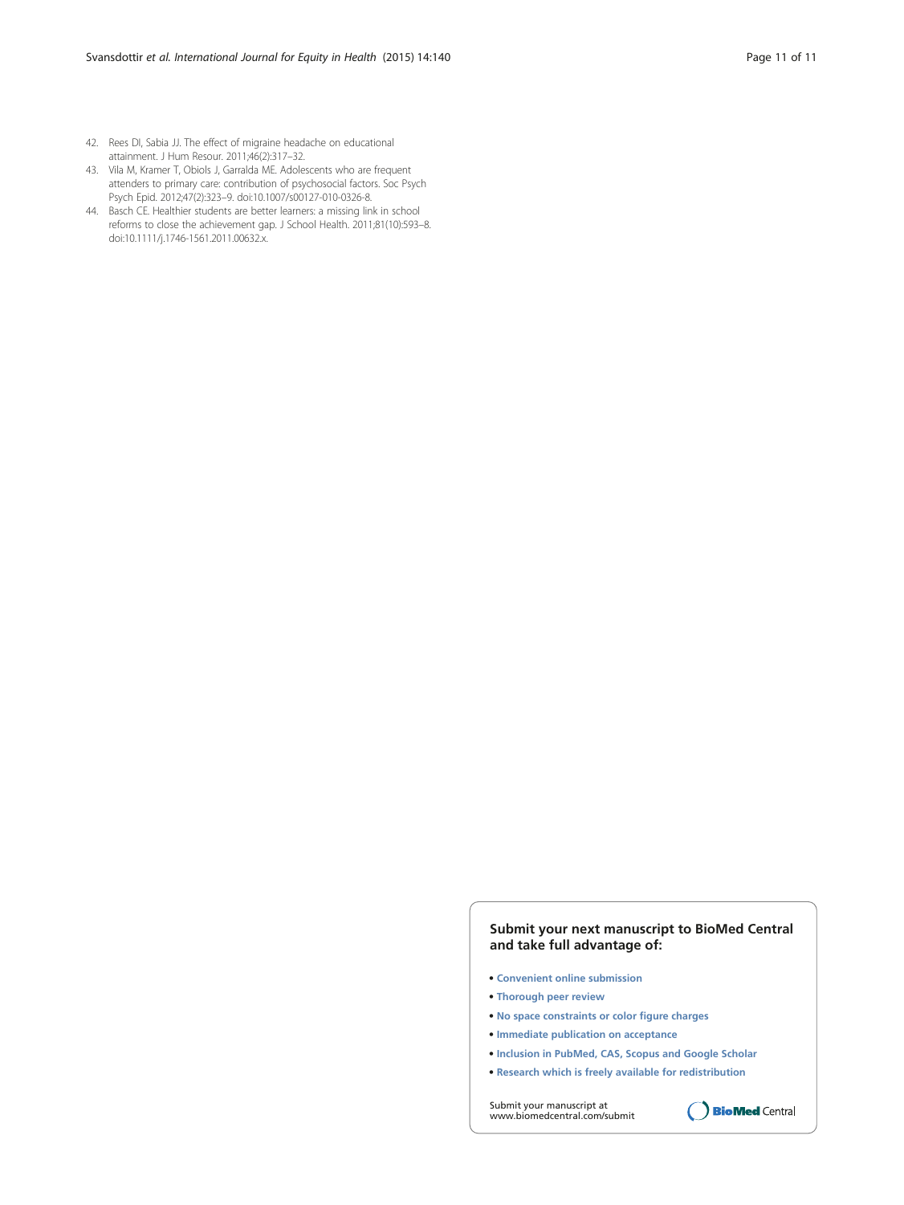42. Rees DI, Sabia JJ. The effect of migraine headache on educational attainment. J Hum Resour. 2011;46(2):317–32.
43. Vila M, Kramer T, Obiols J, Garralda ME. Adolescents who are frequent attenders to primary care: contribution of psychosocial factors. Soc Psych Psych Epid. 2012;47(2):323–9. doi:10.1007/s00127-010-0326-8.
44. Basch CE. Healthier students are better learners: a missing link in school reforms to close the achievement gap. J School Health. 2011;81(10):593–8. doi:10.1111/j.1746-1561.2011.00632.x.

**Submit your next manuscript to BioMed Central and take full advantage of:**

- **Convenient online submission**
- **Thorough peer review**
- **No space constraints or color figure charges**
- **Immediate publication on acceptance**
- **Inclusion in PubMed, CAS, Scopus and Google Scholar**
- **Research which is freely available for redistribution**

Submit your manuscript at
www.biomedcentral.com/submit

BioMed Central